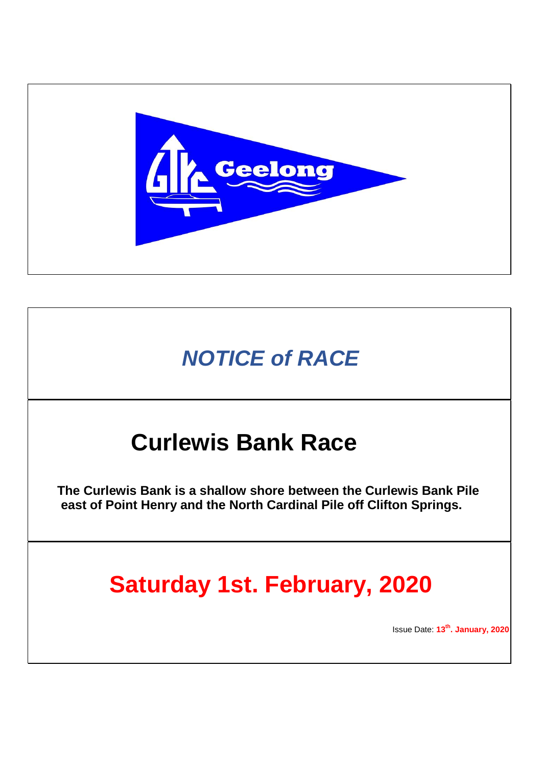Geelong

*NOTICE of RACE*

# Curlewis Bank Race

**The Curlewis Bank is a shallow shore between the Curlewis Bank Pile east of Point Henry and the North Cardinal Pile off Clifton Springs.**

## Saturday 1st. February, 2020

Issue Date: **13th. January, 2020**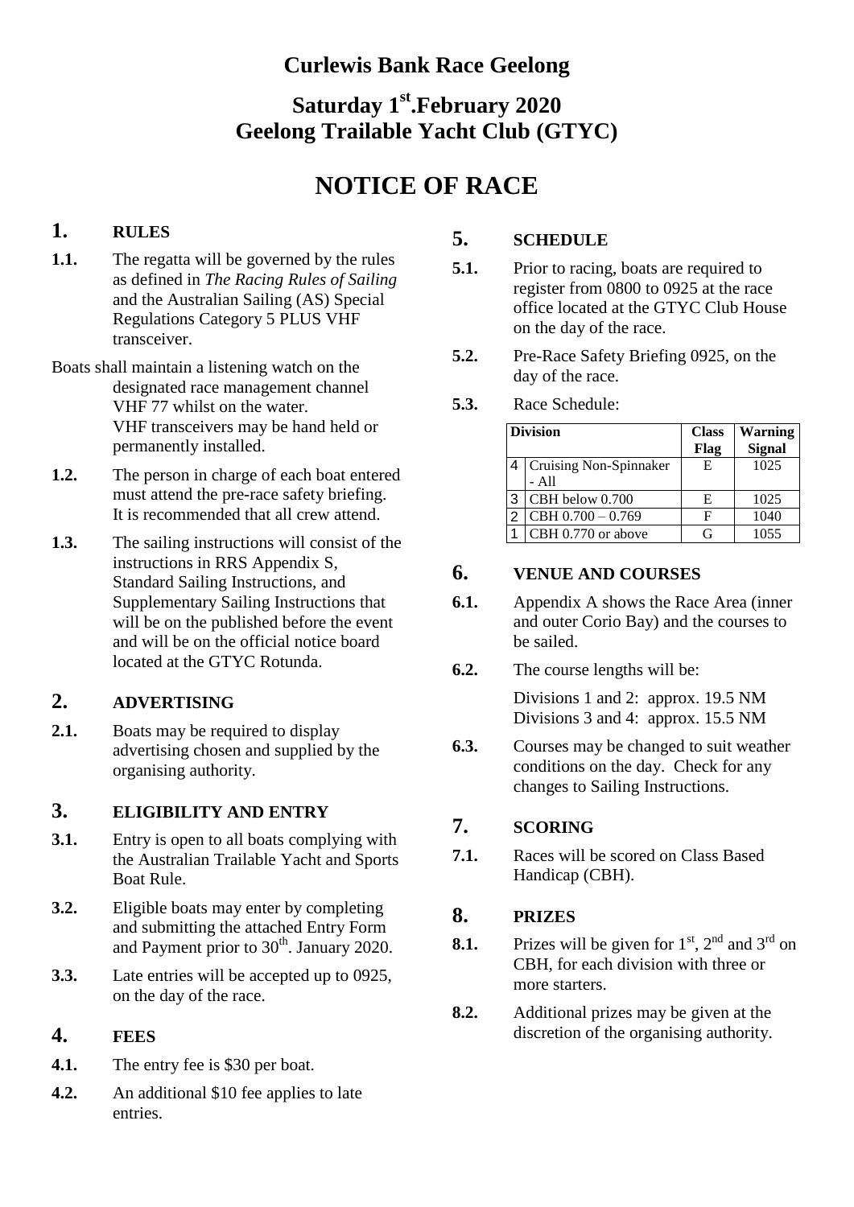# Curlewis Bank Race Geelong

## Saturday 1st.February 2020
## Geelong Trailable Yacht Club (GTYC)

# NOTICE OF RACE

## 1. RULES

**1.1.** The regatta will be governed by the rules as defined in *The Racing Rules of Sailing* and the Australian Sailing (AS) Special Regulations Category 5 PLUS VHF transceiver.

Boats shall maintain a listening watch on the designated race management channel VHF 77 whilst on the water. VHF transceivers may be hand held or permanently installed.

**1.2.** The person in charge of each boat entered must attend the pre-race safety briefing. It is recommended that all crew attend.

**1.3.** The sailing instructions will consist of the instructions in RRS Appendix S, Standard Sailing Instructions, and Supplementary Sailing Instructions that will be on the published before the event and will be on the official notice board located at the GTYC Rotunda.

## 2. ADVERTISING

**2.1.** Boats may be required to display advertising chosen and supplied by the organising authority.

## 3. ELIGIBILITY AND ENTRY

**3.1.** Entry is open to all boats complying with the Australian Trailable Yacht and Sports Boat Rule.

**3.2.** Eligible boats may enter by completing and submitting the attached Entry Form and Payment prior to 30th. January 2020.

**3.3.** Late entries will be accepted up to 0925, on the day of the race.

## 4. FEES

**4.1.** The entry fee is $30 per boat.

**4.2.** An additional $10 fee applies to late entries.

## 5. SCHEDULE

**5.1.** Prior to racing, boats are required to register from 0800 to 0925 at the race office located at the GTYC Club House on the day of the race.

**5.2.** Pre-Race Safety Briefing 0925, on the day of the race.

**5.3.** Race Schedule:

| Division | | Class Flag | Warning Signal |
|---|---|---|---|
| 4 | Cruising Non-Spinnaker - All | E | 1025 |
| 3 | CBH below 0.700 | E | 1025 |
| 2 | CBH 0.700 – 0.769 | F | 1040 |
| 1 | CBH 0.770 or above | G | 1055 |

## 6. VENUE AND COURSES

**6.1.** Appendix A shows the Race Area (inner and outer Corio Bay) and the courses to be sailed.

**6.2.** The course lengths will be:

Divisions 1 and 2: approx. 19.5 NM
Divisions 3 and 4: approx. 15.5 NM

**6.3.** Courses may be changed to suit weather conditions on the day. Check for any changes to Sailing Instructions.

## 7. SCORING

**7.1.** Races will be scored on Class Based Handicap (CBH).

## 8. PRIZES

**8.1.** Prizes will be given for 1st, 2nd and 3rd on CBH, for each division with three or more starters.

**8.2.** Additional prizes may be given at the discretion of the organising authority.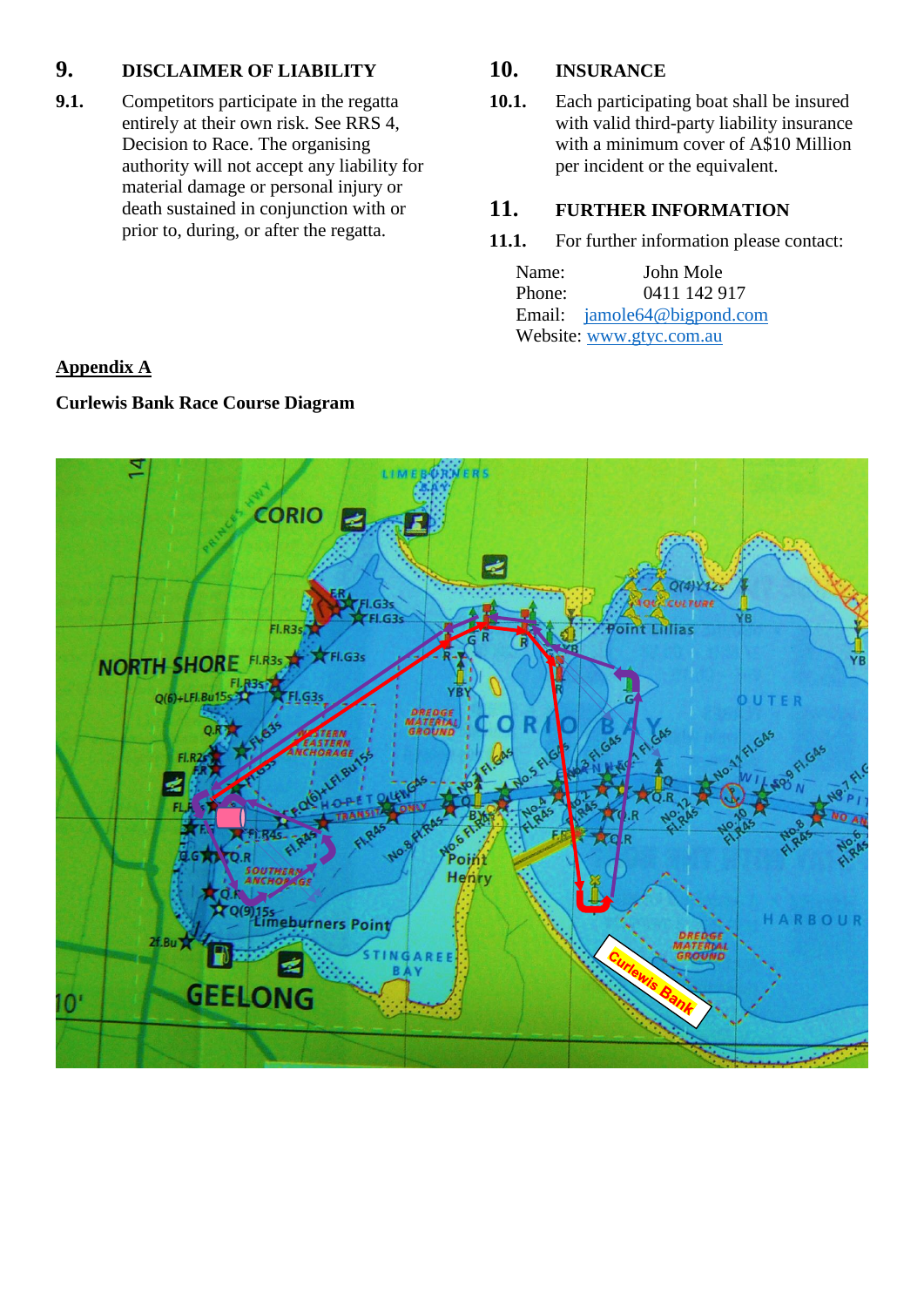## 9. DISCLAIMER OF LIABILITY

**9.1.** Competitors participate in the regatta entirely at their own risk. See RRS 4, Decision to Race. The organising authority will not accept any liability for material damage or personal injury or death sustained in conjunction with or prior to, during, or after the regatta.

## 10. INSURANCE

**10.1.** Each participating boat shall be insured with valid third-party liability insurance with a minimum cover of A$10 Million per incident or the equivalent.

## 11. FURTHER INFORMATION

**11.1.** For further information please contact:

Name: John Mole
Phone: 0411 142 917
Email: jamole64@bigpond.com
Website: www.gtyc.com.au

**Appendix A**

**Curlewis Bank Race Course Diagram**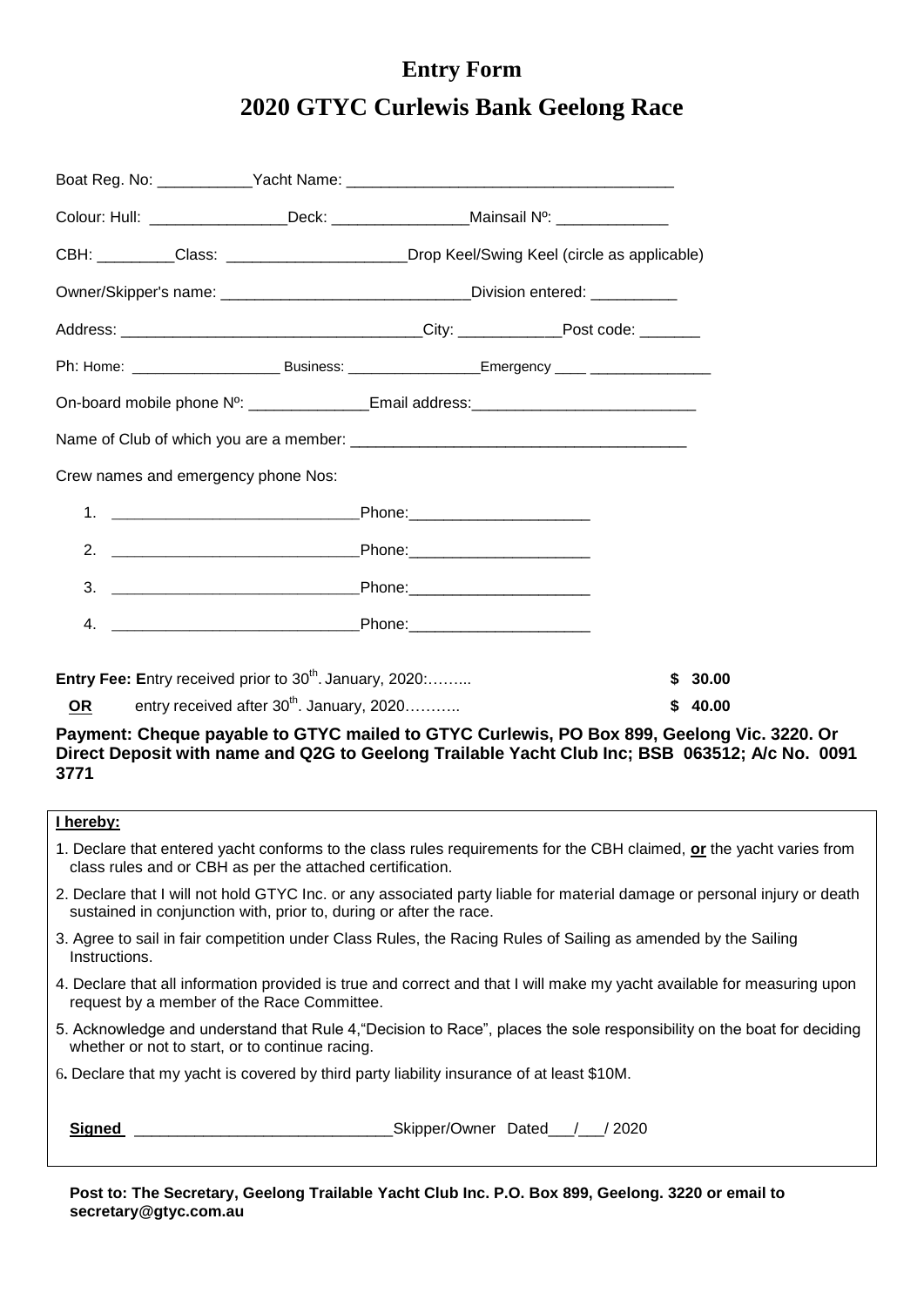# Entry Form

# 2020 GTYC Curlewis Bank Geelong Race

Boat Reg. No: ___________Yacht Name: ______________________________________

Colour: Hull: ________________Deck: ________________Mainsail Nº: _____________

CBH: _________Class: ____________________Drop Keel/Swing Keel (circle as applicable)

Owner/Skipper's name: ____________________________Division entered: __________

Address: ___________________________________City: ____________Post code: _______

Ph: Home: __________________ Business: ________________Emergency ____ _______________

On-board mobile phone Nº: ______________Email address:__________________________

Name of Club of which you are a member: _______________________________________

Crew names and emergency phone Nos:

1. ____________________________Phone:_____________________
2. ____________________________Phone:_____________________
3. ____________________________Phone:_____________________
4. ____________________________Phone:_____________________

**Entry Fee: E**ntry received prior to 30th. January, 2020:……... **$ 30.00**

**OR** entry received after 30th. January, 2020……….. **$ 40.00**

**Payment: Cheque payable to GTYC mailed to GTYC Curlewis, PO Box 899, Geelong Vic. 3220. Or Direct Deposit with name and Q2G to Geelong Trailable Yacht Club Inc; BSB 063512; A/c No. 0091 3771**

**I hereby:**

1. Declare that entered yacht conforms to the class rules requirements for the CBH claimed, **or** the yacht varies from class rules and or CBH as per the attached certification.
2. Declare that I will not hold GTYC Inc. or any associated party liable for material damage or personal injury or death sustained in conjunction with, prior to, during or after the race.
3. Agree to sail in fair competition under Class Rules, the Racing Rules of Sailing as amended by the Sailing Instructions.
4. Declare that all information provided is true and correct and that I will make my yacht available for measuring upon request by a member of the Race Committee.
5. Acknowledge and understand that Rule 4,"Decision to Race", places the sole responsibility on the boat for deciding whether or not to start, or to continue racing.
6. Declare that my yacht is covered by third party liability insurance of at least $10M.

**Signed** ______________________________Skipper/Owner Dated___/___/ 2020

**Post to: The Secretary, Geelong Trailable Yacht Club Inc. P.O. Box 899, Geelong. 3220 or email to secretary@gtyc.com.au**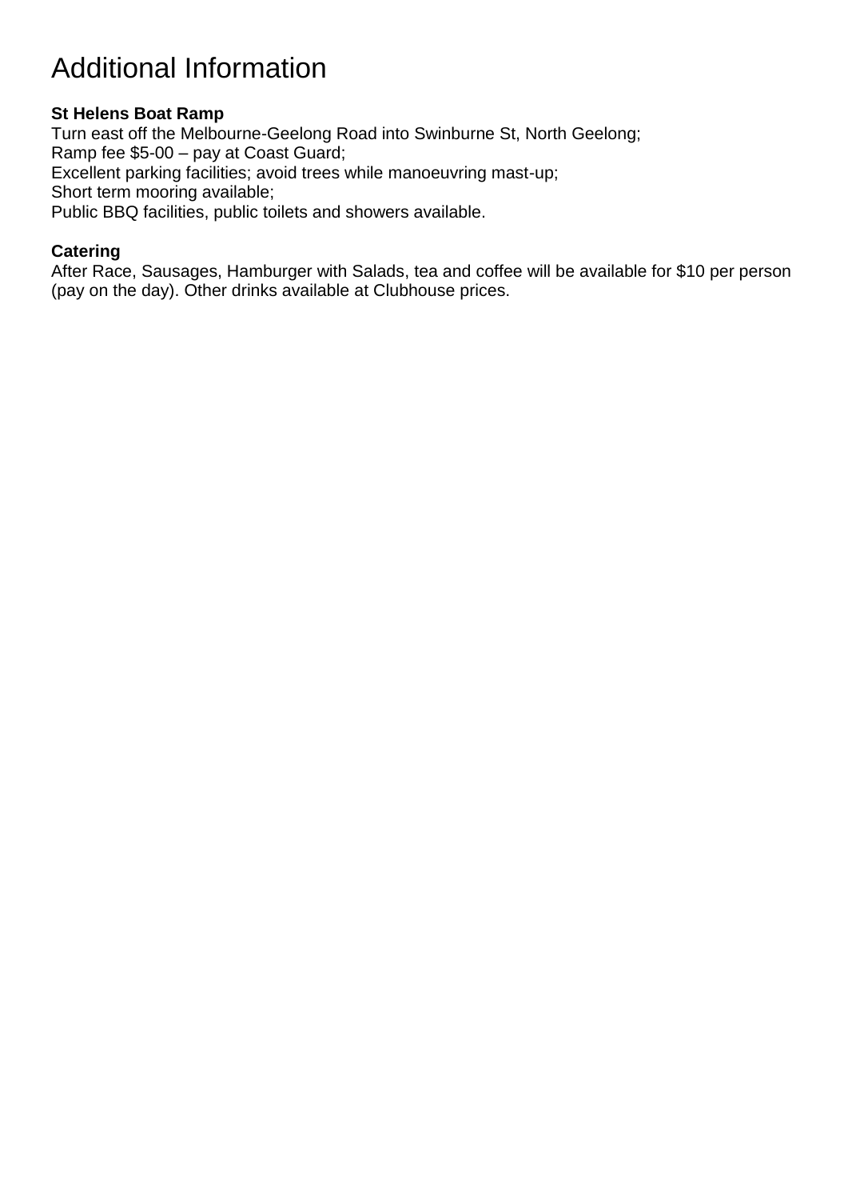# Additional Information

**St Helens Boat Ramp**

Turn east off the Melbourne-Geelong Road into Swinburne St, North Geelong;
Ramp fee $5-00 – pay at Coast Guard;
Excellent parking facilities; avoid trees while manoeuvring mast-up;
Short term mooring available;
Public BBQ facilities, public toilets and showers available.

**Catering**

After Race, Sausages, Hamburger with Salads, tea and coffee will be available for $10 per person (pay on the day). Other drinks available at Clubhouse prices.